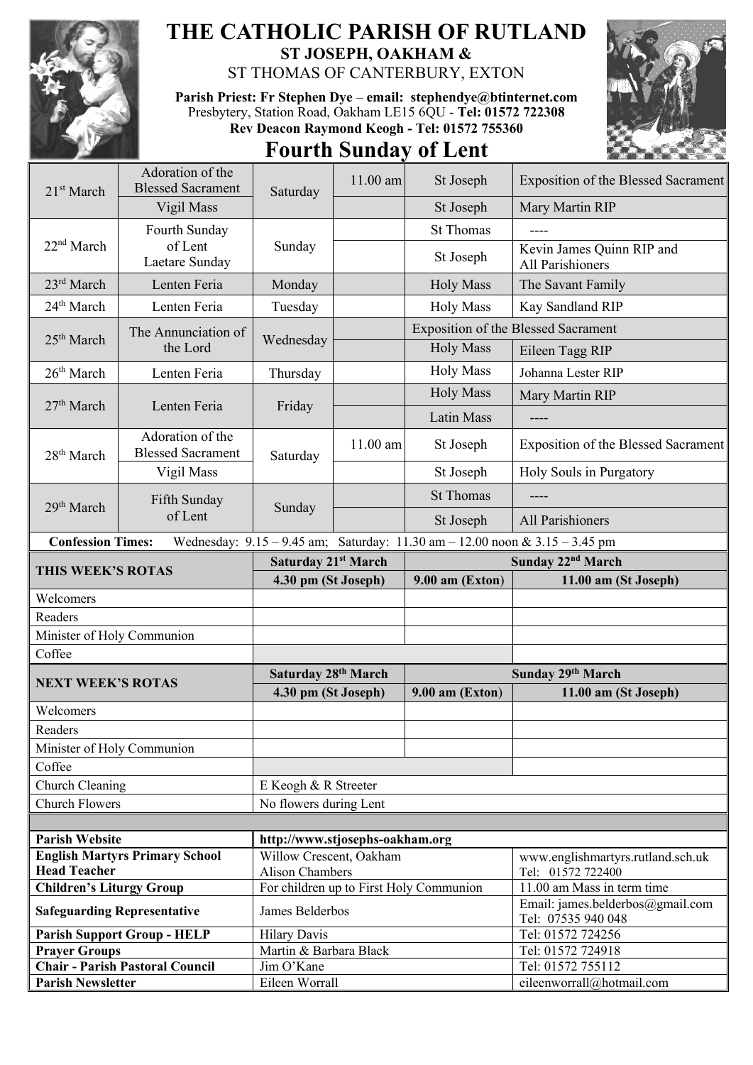# THE CATHOLIC PARISH OF RUTLAND

**ST JOSEPH, OAKHAM &**

ST THOMAS OF CANTERBURY, EXTON

**Parish Priest: Fr Stephen Dye** – **email: stephendye@btinternet.com**
Presbytery, Station Road, Oakham LE15 6QU - **Tel: 01572 722308**
**Rev Deacon Raymond Keogh - Tel: 01572 755360**

## Fourth Sunday of Lent

| | | | | | |
|---|---|---|---|---|---|
| 21st March | Adoration of the Blessed Sacrament | Saturday | 11.00 am | St Joseph | Exposition of the Blessed Sacrament |
| | Vigil Mass | | | St Joseph | Mary Martin RIP |
| 22nd March | Fourth Sunday of Lent Laetare Sunday | Sunday | | St Thomas | ---- |
| | | | | St Joseph | Kevin James Quinn RIP and All Parishioners |
| 23rd March | Lenten Feria | Monday | | Holy Mass | The Savant Family |
| 24th March | Lenten Feria | Tuesday | | Holy Mass | Kay Sandland RIP |
| 25th March | The Annunciation of the Lord | Wednesday | | Exposition of the Blessed Sacrament | |
| | | | | Holy Mass | Eileen Tagg RIP |
| 26th March | Lenten Feria | Thursday | | Holy Mass | Johanna Lester RIP |
| 27th March | Lenten Feria | Friday | | Holy Mass | Mary Martin RIP |
| | | | | Latin Mass | ---- |
| 28th March | Adoration of the Blessed Sacrament | Saturday | 11.00 am | St Joseph | Exposition of the Blessed Sacrament |
| | Vigil Mass | | | St Joseph | Holy Souls in Purgatory |
| 29th March | Fifth Sunday of Lent | Sunday | | St Thomas | ---- |
| | | | | St Joseph | All Parishioners |

**Confession Times:** Wednesday: 9.15 – 9.45 am; Saturday: 11.30 am – 12.00 noon & 3.15 – 3.45 pm

| THIS WEEK'S ROTAS | Saturday 21st March | Sunday 22nd March | |
|---|---|---|---|
| | **4.30 pm (St Joseph)** | **9.00 am (Exton)** | **11.00 am (St Joseph)** |
| Welcomers | | | |
| Readers | | | |
| Minister of Holy Communion | | | |
| Coffee | | | |

| NEXT WEEK'S ROTAS | Saturday 28th March | Sunday 29th March | |
|---|---|---|---|
| | **4.30 pm (St Joseph)** | **9.00 am (Exton)** | **11.00 am (St Joseph)** |
| Welcomers | | | |
| Readers | | | |
| Minister of Holy Communion | | | |
| Coffee | | | |
| Church Cleaning | E Keogh & R Streeter | | |
| Church Flowers | No flowers during Lent | | |

| | | |
|---|---|---|
| **Parish Website** | **http://www.stjosephs-oakham.org** | |
| **English Martyrs Primary School Head Teacher** | Willow Crescent, Oakham Alison Chambers | www.englishmartyrs.rutland.sch.uk Tel: 01572 722400 |
| **Children's Liturgy Group** | For children up to First Holy Communion | 11.00 am Mass in term time |
| **Safeguarding Representative** | James Belderbos | Email: james.belderbos@gmail.com Tel: 07535 940 048 |
| **Parish Support Group - HELP** | Hilary Davis | Tel: 01572 724256 |
| **Prayer Groups** | Martin & Barbara Black | Tel: 01572 724918 |
| **Chair - Parish Pastoral Council** | Jim O'Kane | Tel: 01572 755112 |
| **Parish Newsletter** | Eileen Worrall | eileenworrall@hotmail.com |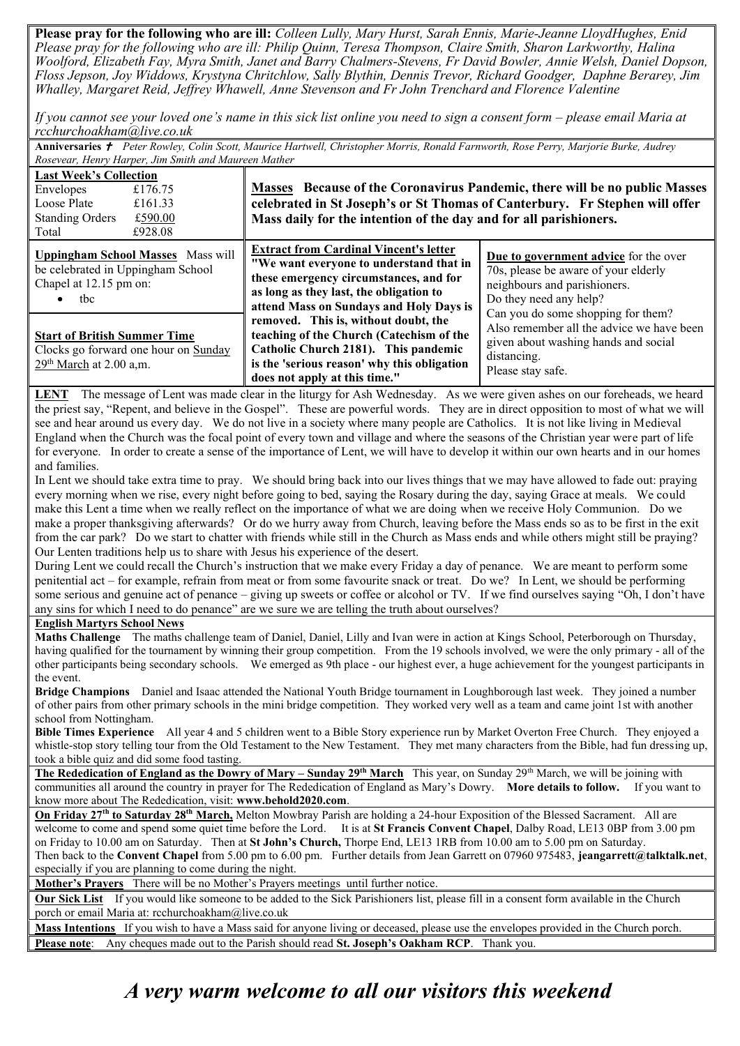**Please pray for the following who are ill:** *Colleen Lully, Mary Hurst, Sarah Ennis, Marie-Jeanne LloydHughes, Enid Please pray for the following who are ill: Philip Quinn, Teresa Thompson, Claire Smith, Sharon Larkworthy, Halina Woolford, Elizabeth Fay, Myra Smith, Janet and Barry Chalmers-Stevens, Fr David Bowler, Annie Welsh, Daniel Dopson, Floss Jepson, Joy Widdows, Krystyna Chritchlow, Sally Blythin, Dennis Trevor, Richard Goodger, Daphne Berarey, Jim Whalley, Margaret Reid, Jeffrey Whawell, Anne Stevenson and Fr John Trenchard and Florence Valentine*

*If you cannot see your loved one's name in this sick list online you need to sign a consent form – please email Maria at rcchurchoakham@live.co.uk*

**Anniversaries** ✝ *Peter Rowley, Colin Scott, Maurice Hartwell, Christopher Morris, Ronald Farnworth, Rose Perry, Marjorie Burke, Audrey Rosevear, Henry Harper, Jim Smith and Maureen Mather*

**Last Week's Collection**

| | |
|---|---|
| Envelopes | £176.75 |
| Loose Plate | £161.33 |
| Standing Orders | £590.00 |
| Total | £928.08 |

**Masses Because of the Coronavirus Pandemic, there will be no public Masses celebrated in St Joseph's or St Thomas of Canterbury. Fr Stephen will offer Mass daily for the intention of the day and for all parishioners.**

**Uppingham School Masses** Mass will be celebrated in Uppingham School Chapel at 12.15 pm on:

- tbc

**Start of British Summer Time**
Clocks go forward one hour on Sunday 29th March at 2.00 a,m.

**Extract from Cardinal Vincent's letter "We want everyone to understand that in these emergency circumstances, and for as long as they last, the obligation to attend Mass on Sundays and Holy Days is removed. This is, without doubt, the teaching of the Church (Catechism of the Catholic Church 2181). This pandemic is the 'serious reason' why this obligation does not apply at this time."**

**Due to government advice** for the over 70s, please be aware of your elderly neighbours and parishioners.
Do they need any help?
Can you do some shopping for them?
Also remember all the advice we have been given about washing hands and social distancing.
Please stay safe.

**LENT** The message of Lent was made clear in the liturgy for Ash Wednesday. As we were given ashes on our foreheads, we heard the priest say, "Repent, and believe in the Gospel". These are powerful words. They are in direct opposition to most of what we will see and hear around us every day. We do not live in a society where many people are Catholics. It is not like living in Medieval England when the Church was the focal point of every town and village and where the seasons of the Christian year were part of life for everyone. In order to create a sense of the importance of Lent, we will have to develop it within our own hearts and in our homes and families.

In Lent we should take extra time to pray. We should bring back into our lives things that we may have allowed to fade out: praying every morning when we rise, every night before going to bed, saying the Rosary during the day, saying Grace at meals. We could make this Lent a time when we really reflect on the importance of what we are doing when we receive Holy Communion. Do we make a proper thanksgiving afterwards? Or do we hurry away from Church, leaving before the Mass ends so as to be first in the exit from the car park? Do we start to chatter with friends while still in the Church as Mass ends and while others might still be praying? Our Lenten traditions help us to share with Jesus his experience of the desert.

During Lent we could recall the Church's instruction that we make every Friday a day of penance. We are meant to perform some penitential act – for example, refrain from meat or from some favourite snack or treat. Do we? In Lent, we should be performing some serious and genuine act of penance – giving up sweets or coffee or alcohol or TV. If we find ourselves saying "Oh, I don't have any sins for which I need to do penance" are we sure we are telling the truth about ourselves?

**English Martyrs School News**

**Maths Challenge** The maths challenge team of Daniel, Daniel, Lilly and Ivan were in action at Kings School, Peterborough on Thursday, having qualified for the tournament by winning their group competition. From the 19 schools involved, we were the only primary - all of the other participants being secondary schools. We emerged as 9th place - our highest ever, a huge achievement for the youngest participants in the event.

**Bridge Champions** Daniel and Isaac attended the National Youth Bridge tournament in Loughborough last week. They joined a number of other pairs from other primary schools in the mini bridge competition. They worked very well as a team and came joint 1st with another school from Nottingham.

**Bible Times Experience** All year 4 and 5 children went to a Bible Story experience run by Market Overton Free Church. They enjoyed a whistle-stop story telling tour from the Old Testament to the New Testament. They met many characters from the Bible, had fun dressing up, took a bible quiz and did some food tasting.

**The Rededication of England as the Dowry of Mary – Sunday 29th March** This year, on Sunday 29th March, we will be joining with communities all around the country in prayer for The Rededication of England as Mary's Dowry. **More details to follow.** If you want to know more about The Rededication, visit: **www.behold2020.com**.

**On Friday 27th to Saturday 28th March,** Melton Mowbray Parish are holding a 24-hour Exposition of the Blessed Sacrament. All are welcome to come and spend some quiet time before the Lord. It is at **St Francis Convent Chapel**, Dalby Road, LE13 0BP from 3.00 pm on Friday to 10.00 am on Saturday. Then at **St John's Church,** Thorpe End, LE13 1RB from 10.00 am to 5.00 pm on Saturday. Then back to the **Convent Chapel** from 5.00 pm to 6.00 pm. Further details from Jean Garrett on 07960 975483, **jeangarrett@talktalk.net**, especially if you are planning to come during the night.

**Mother's Prayers** There will be no Mother's Prayers meetings until further notice.

**Our Sick List** If you would like someone to be added to the Sick Parishioners list, please fill in a consent form available in the Church porch or email Maria at: rcchurchoakham@live.co.uk

**Mass Intentions** If you wish to have a Mass said for anyone living or deceased, please use the envelopes provided in the Church porch.

**Please note**: Any cheques made out to the Parish should read **St. Joseph's Oakham RCP**. Thank you.

## *A very warm welcome to all our visitors this weekend*